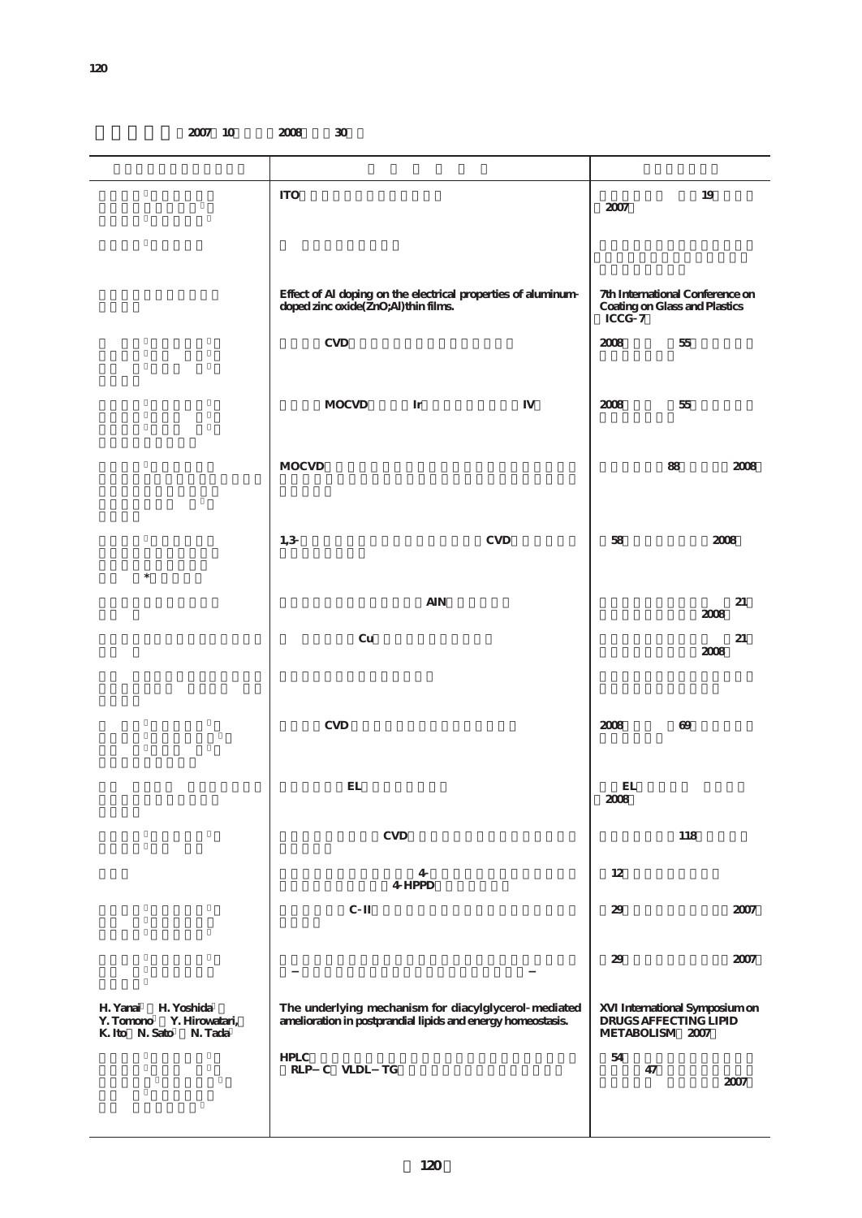2007 10　2008 30

| | | |
|---|---|---|
| | ITO | 19 2007 |
| | | |
| | Effect of Al doping on the electrical properties of aluminum-doped zinc oxide(ZnO;Al)thin films. | 7th International Conference on Coating on Glass and Plastics ICCG-7 |
| | CVD | 2008 55 |
| | MOCVD Ir IV | 2008 55 |
| | MOCVD | 88 2008 |
| * | 1,3- CVD | 58 2008 |
| | AlN | 21 2008 |
| | Cu | 21 2008 |
| | | |
| | CVD | 2008 69 |
| | EL | EL 2008 |
| | CVD | 118 |
| | 4- 4-HPPD | 12 |
| | C-II | 29 2007 |
| | – – | 29 2007 |
| H. Yanai H. Yoshida Y. Tomono Y. Hirowatari, K. Ito N. Sato N. Tada | The underlying mechanism for diacylglycerol-mediated amelioration in postprandial lipids and energy homeostasis. | XVI International Symposium on DRUGS AFFECTING LIPID METABOLISM 2007 |
| | HPLC RLP–C VLDL–TG | 54 47 2007 |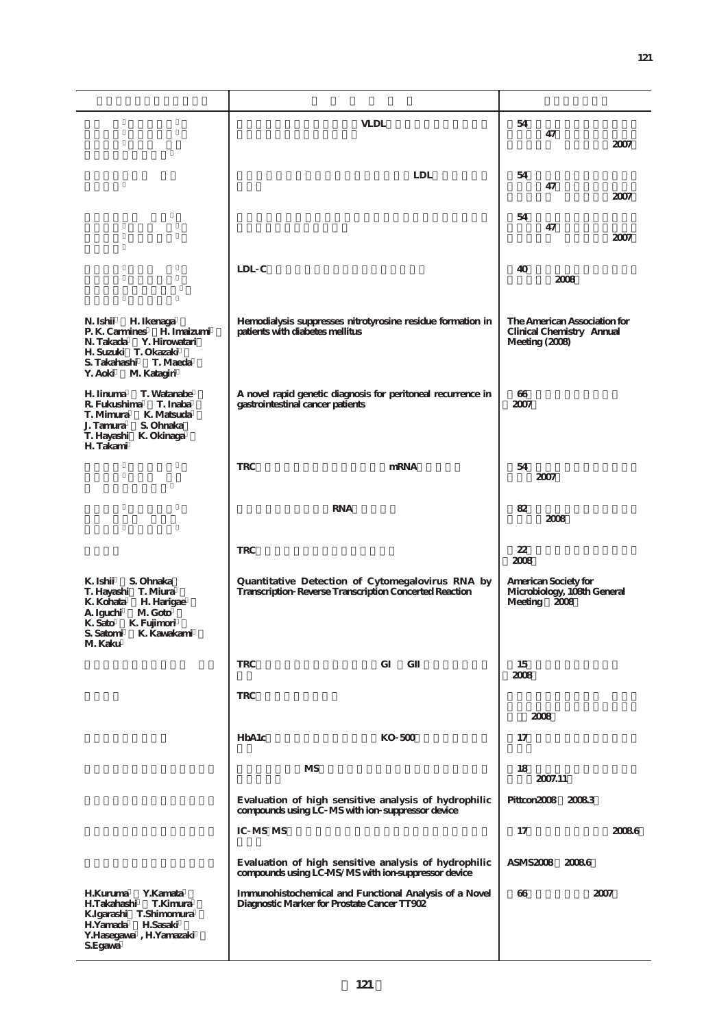| | | |
|---|---|---|
| | VLDL | 54<br>47<br>2007 |
| | LDL | 54<br>47<br>2007 |
| | | 54<br>47<br>2007 |
| | LDL-C | 40<br>2008 |
| N. Ishii H. Ikenaga<br>P. K. Carmines H. Imaizumi<br>N. Takada Y. Hirowatari<br>H. Suzuki T. Okazaki<br>S. Takahashi T. Maeda<br>Y. Aoki M. Katagiri | Hemodialysis suppresses nitrotyrosine residue formation in patients with diabetes mellitus | The American Association for Clinical Chemistry Annual Meeting (2008) |
| H. Iinuma T. Watanabe<br>R. Fukushima T. Inaba<br>T. Mimura K. Matsuda<br>J. Tamura S. Ohnaka<br>T. Hayashi K. Okinaga<br>H. Takami | A novel rapid genetic diagnosis for peritoneal recurrence in gastrointestinal cancer patients | 66<br>2007 |
| | TRC mRNA | 54<br>2007 |
| | RNA | 82<br>2008 |
| | TRC | 22<br>2008 |
| K. Ishii S. Ohnaka<br>T. Hayashi T. Miura<br>K. Kohata H. Harigae<br>A. Iguchi M. Goto<br>K. Sato K. Fujimori<br>S. Satomi K. Kawakami<br>M. Kaku | Quantitative Detection of Cytomegalovirus RNA by Transcription-Reverse Transcription Concerted Reaction | American Society for Microbiology, 108th General Meeting 2008 |
| | TRC GI GII | 15<br>2008 |
| | TRC | 2008 |
| | HbA1c KO-500 | 17 |
| | MS | 18<br>2007.11 |
| | Evaluation of high sensitive analysis of hydrophilic compounds using LC-MS with ion-suppressor device | Pittcon2008 2008.3 |
| | IC-MS/MS | 17 2008.6 |
| | Evaluation of high sensitive analysis of hydrophilic compounds using LC-MS/MS with ion-suppressor device | ASMS2008 2008.6 |
| H.Kuruma Y.Kamata<br>H.Takahashi T.Kimura<br>K.Igarashi T.Shimomura<br>H.Yamada H.Sasaki<br>Y.Hasegawa, H.Yamazaki<br>S.Egawa | Immunohistochemical and Functional Analysis of a Novel Diagnostic Marker for Prostate Cancer TT902 | 66 2007 |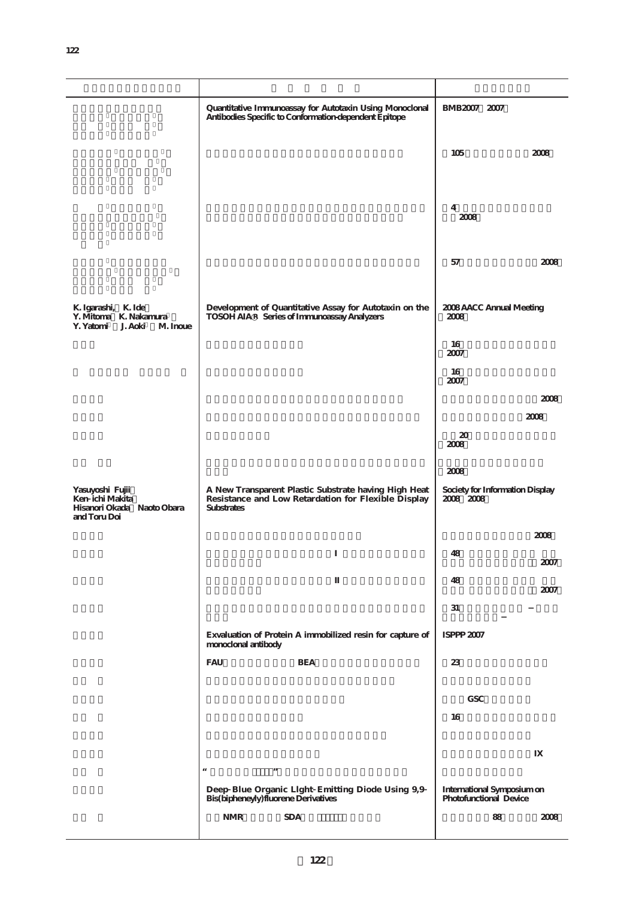| | | |
|---|---|---|
| | Quantitative Immunoassay for Autotaxin Using Monoclonal Antibodies Specific to Conformation-dependent Epitope | BMB2007 2007 |
| | | 105 2008 |
| | | 4 2008 |
| | | 57 2008 |
| K. Igarashi, K. Ide Y. Mitoma K. Nakamura Y. Yatomi J. Aoki M. Inoue | Development of Quantitative Assay for Autotaxin on the TOSOH AIA Series of Immunoassay Analyzers | 2008 AACC Annual Meeting 2008 |
| | | 16 2007 |
| | | 16 2007 |
| | | 2008 |
| | | 2008 |
| | | 20 2008 |
| | | 2008 |
| Yasuyoshi Fujii Ken-ichi Makita Hisanori Okada Naoto Obara and Toru Doi | A New Transparent Plastic Substrate having High Heat Resistance and Low Retardation for Flexible Display Substrates | Society for Information Display 2008 2008 |
| | | 2008 |
| | I | 48 2007 |
| | II | 48 2007 |
| | | 31 − − |
| | Exvaluation of Protein A immobilized resin for capture of monoclonal antibody | ISPPP 2007 |
| | FAU BEA | 23 |
| | | |
| | | GSC |
| | | 16 |
| | | |
| | | IX |
| | “ ” | |
| | Deep-Blue Organic LIght-Emitting Diode Using 9,9-Bis(bipheneyly)fluorene Derivatives | International Symposium on Photofunctional Device |
| | NMR SDA | 88 2008 |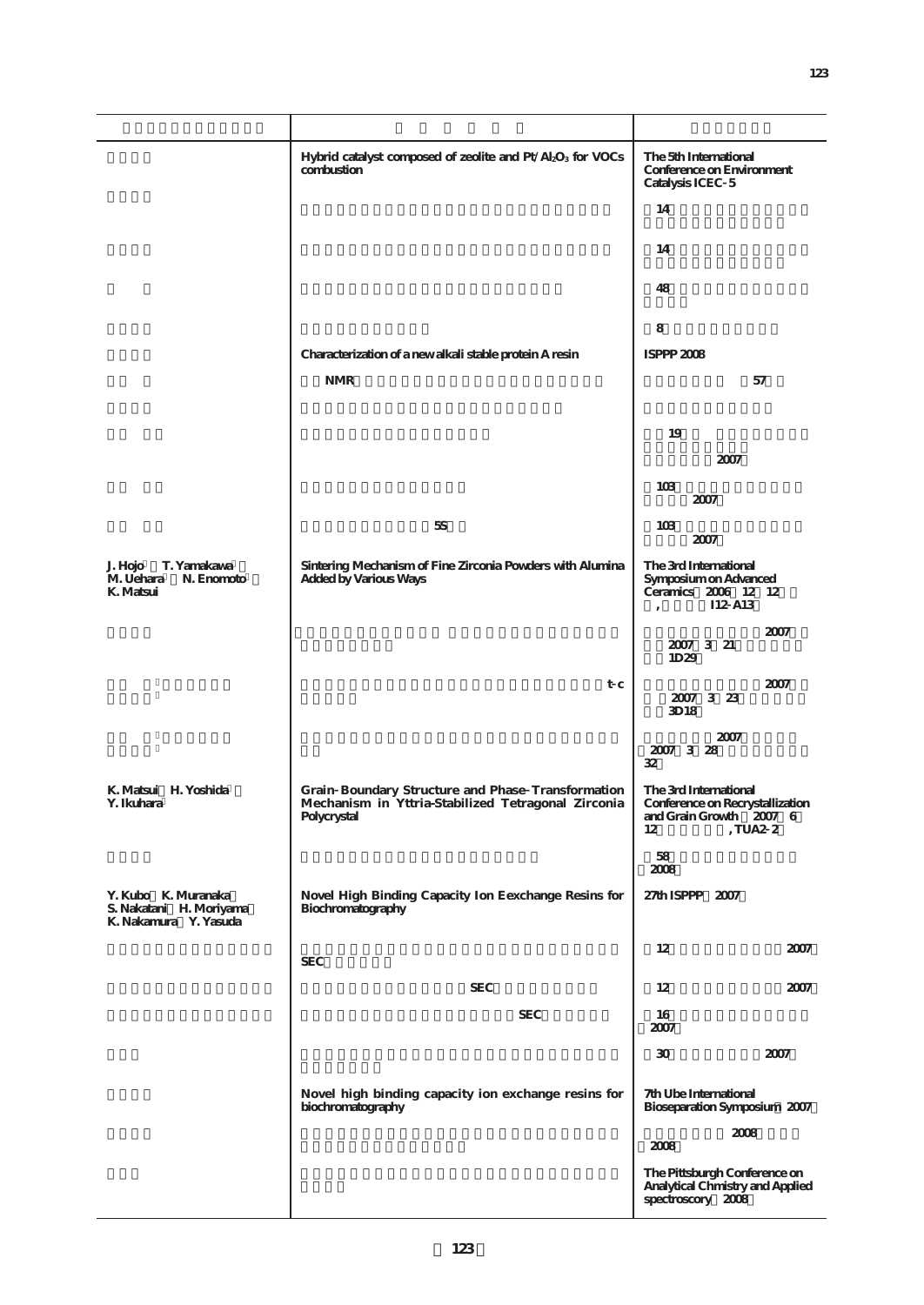| | | |
|---|---|---|
| | Hybrid catalyst composed of zeolite and Pt/$Al_2O_3$ for VOCs combustion | The 5th International Conference on Environment Catalysis ICEC-5 |
| | | 14 |
| | | 14 |
| | | 48 |
| | | 8 |
| | Characterization of a new alkali stable protein A resin | ISPPP 2008 |
| | NMR | 57 |
| | | |
| | | 19 2007 |
| | | 103 2007 |
| | 5S | 103 2007 |
| J. Hojo T. Yamakawa M. Uehara N. Enomoto K. Matsui | Sintering Mechanism of Fine Zirconia Powders with Alumina Added by Various Ways | The 3rd International Symposium on Advanced Ceramics 2006 12 12 , I12-A13 |
| | | 2007 2007 3 21 1D29 |
| | t-c | 2007 2007 3 23 3D18 |
| | | 2007 2007 3 28 32 |
| K. Matsui H. Yoshida Y. Ikuhara | Grain-Boundary Structure and Phase-Transformation Mechanism in Yttria-Stabilized Tetragonal Zirconia Polycrystal | The 3rd International Conference on Recrystallization and Grain Growth 2007 6 12 , TUA2-2 |
| | | 58 2008 |
| Y. Kubo K. Muranaka S. Nakatani H. Moriyama K. Nakamura Y. Yasuda | Novel High Binding Capacity Ion Eexchange Resins for Biochromatography | 27th ISPPP 2007 |
| | SEC | 12 2007 |
| | SEC | 12 2007 |
| | SEC | 16 2007 |
| | | 30 2007 |
| | Novel high binding capacity ion exchange resins for biochromatography | 7th Ube International Bioseparation Symposium 2007 |
| | | 2008 2008 |
| | | The Pittsburgh Conference on Analytical Chmistry and Applied spectroscory 2008 |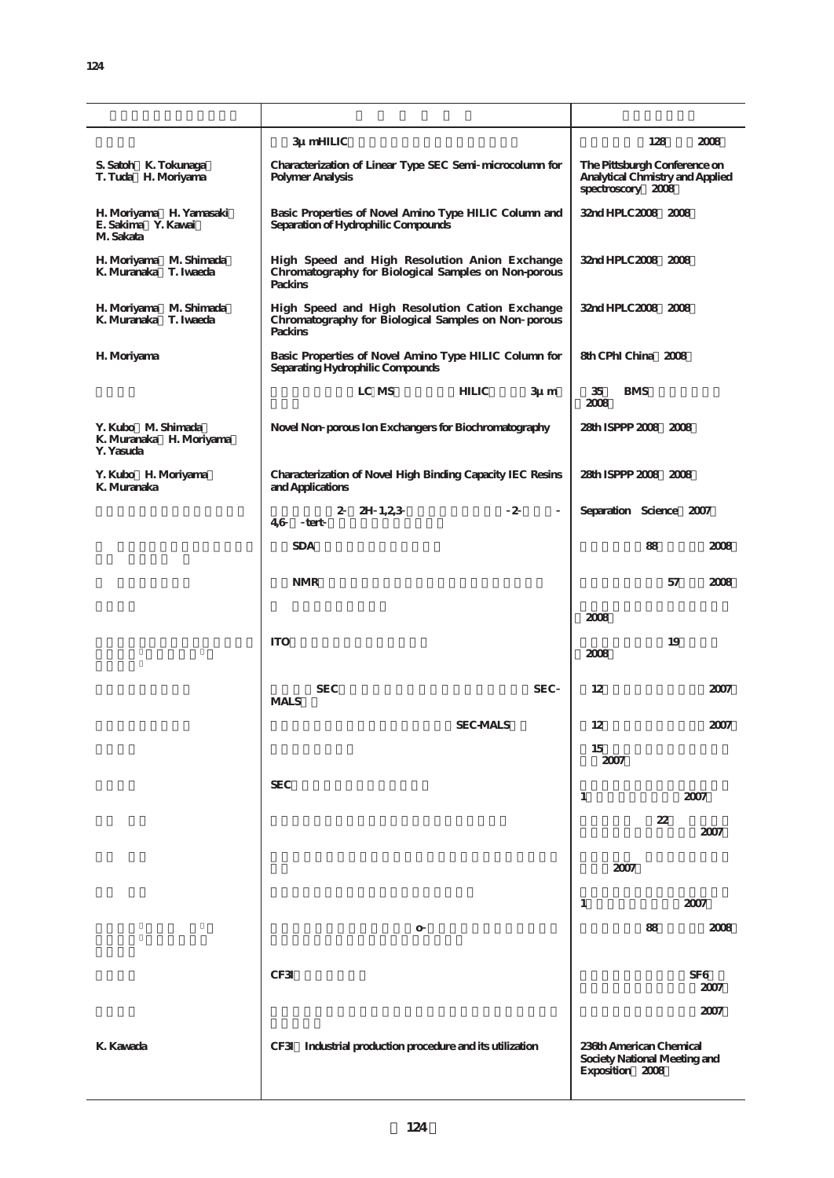| | | |
|---|---|---|
| | 3μmHILIC | 128 2008 |
| S. Satoh K. Tokunaga T. Tuda H. Moriyama | Characterization of Linear Type SEC Semi-microcolumn for Polymer Analysis | The Pittsburgh Conference on Analytical Chmistry and Applied spectroscopy 2008 |
| H. Moriyama H. Yamasaki E. Sakima Y. Kawai M. Sakata | Basic Properties of Novel Amino Type HILIC Column and Separation of Hydrophilic Compounds | 32nd HPLC2008 2008 |
| H. Moriyama M. Shimada K. Muranaka T. Iwaeda | High Speed and High Resolution Anion Exchange Chromatography for Biological Samples on Non-porous Packins | 32nd HPLC2008 2008 |
| H. Moriyama M. Shimada K. Muranaka T. Iwaeda | High Speed and High Resolution Cation Exchange Chromatography for Biological Samples on Non-porous Packins | 32nd HPLC2008 2008 |
| H. Moriyama | Basic Properties of Novel Amino Type HILIC Column for Separating Hydrophilic Compounds | 8th CPhI China 2008 |
| | LC MS HILIC 3μm | 35 BMS 2008 |
| Y. Kubo M. Shimada K. Muranaka H. Moriyama Y. Yasuda | Novel Non-porous Ion Exchangers for Biochromatography | 28th ISPPP 2008 2008 |
| Y. Kubo H. Moriyama K. Muranaka | Characterization of Novel High Binding Capacity IEC Resins and Applications | 28th ISPPP 2008 2008 |
| | 2- 2H-1,2,3- -2- - 4,6- -tert- | Separation Science 2007 |
| | SDA | 88 2008 |
| | NMR | 57 2008 |
| | | 2008 |
| | ITO | 19 2008 |
| | SEC SEC-MALS | 12 2007 |
| | SEC-MALS | 12 2007 |
| | | 15 2007 |
| | SEC | 1 2007 |
| | | 22 2007 |
| | | 2007 |
| | | 1 2007 |
| | o- | 88 2008 |
| | CF3I | SF6 2007 |
| | | 2007 |
| K. Kawada | CF3I Industrial production procedure and its utilization | 236th American Chemical Society National Meeting and Exposition 2008 |